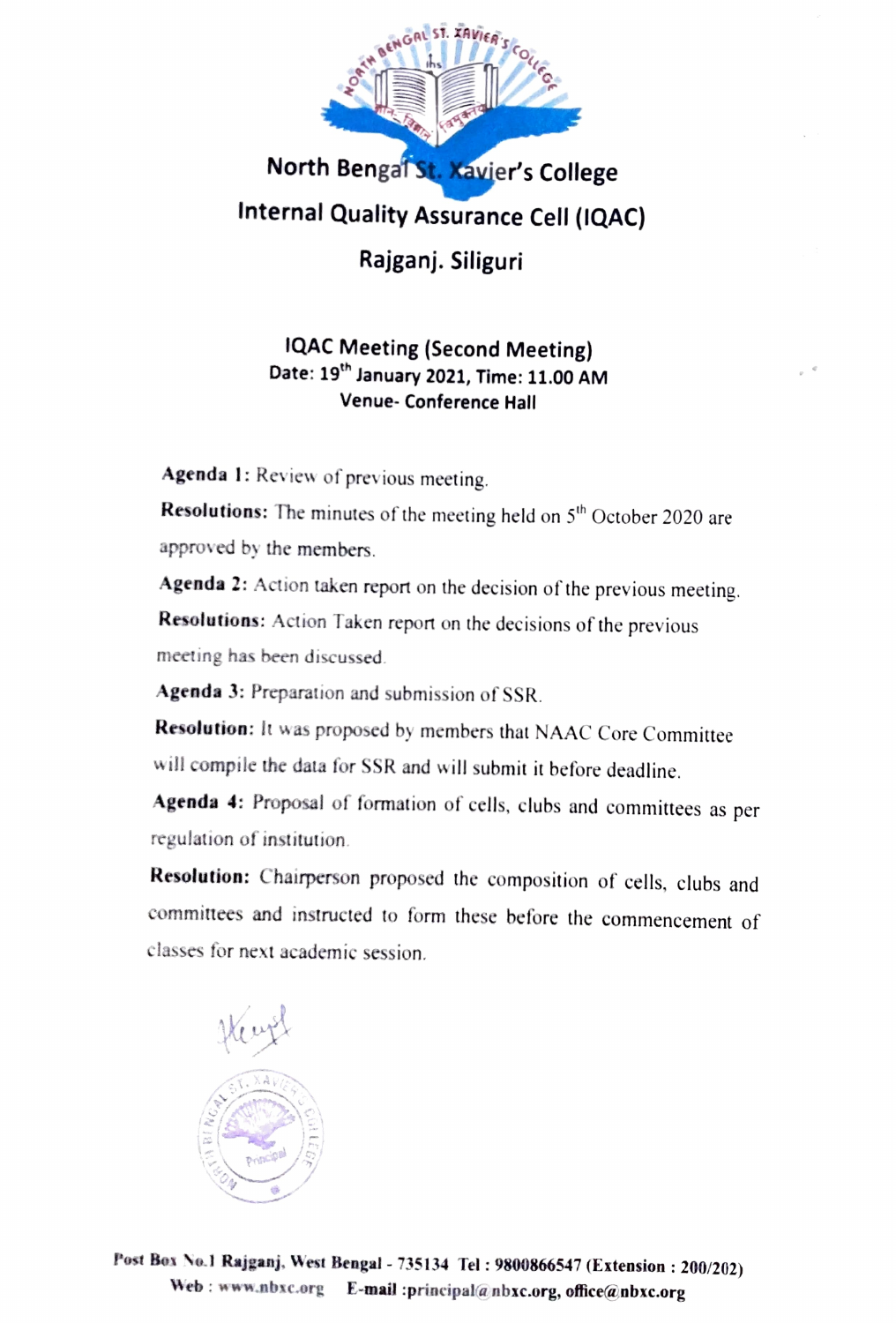# North Bengal St. Xavier's College

## Internal Quality Assurance Cell (IQAC)

## Rajganj. Siliguri

### IQAC Meeting (Second Meeting)

**Date: 19th January 2021, Time: 11.00 AM**

**Venue- Conference Hall**

**Agenda 1:** Review of previous meeting.

**Resolutions:** The minutes of the meeting held on 5th October 2020 are approved by the members.

**Agenda 2:** Action taken report on the decision of the previous meeting.

**Resolutions:** Action Taken report on the decisions of the previous meeting has been discussed.

**Agenda 3:** Preparation and submission of SSR.

**Resolution:** It was proposed by members that NAAC Core Committee will compile the data for SSR and will submit it before deadline.

**Agenda 4:** Proposal of formation of cells, clubs and committees as per regulation of institution.

**Resolution:** Chairperson proposed the composition of cells, clubs and committees and instructed to form these before the commencement of classes for next academic session.

Post Box No.1 Rajganj, West Bengal - 735134 Tel : 9800866547 (Extension : 200/202)
Web : www.nbxc.org E-mail :principal@nbxc.org, office@nbxc.org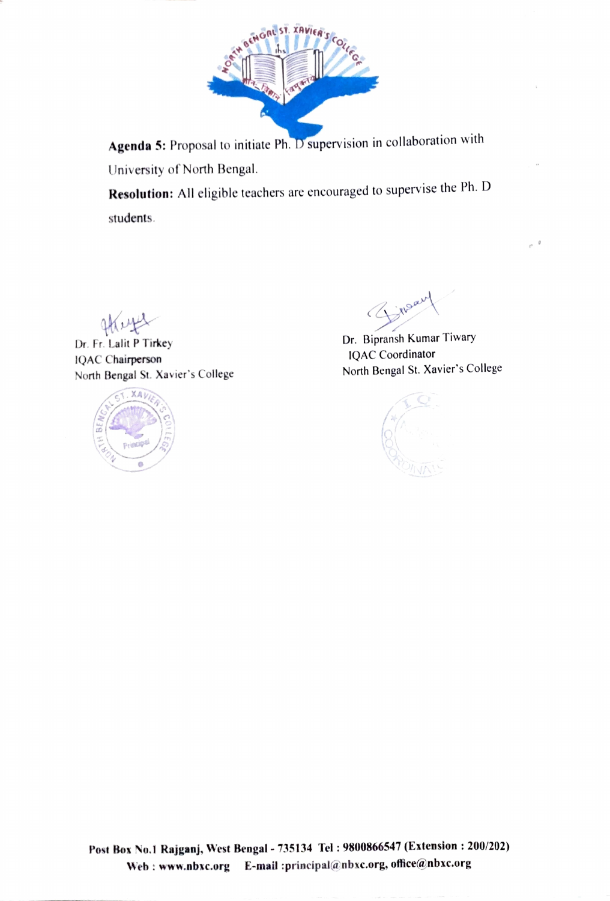**Agenda 5:** Proposal to initiate Ph. D supervision in collaboration with University of North Bengal.

**Resolution:** All eligible teachers are encouraged to supervise the Ph. D students.

Dr. Fr. Lalit P Tirkey
IQAC Chairperson
North Bengal St. Xavier's College

Dr. Bipransh Kumar Tiwary
IQAC Coordinator
North Bengal St. Xavier's College

Post Box No.1 Rajganj, West Bengal - 735134 Tel : 9800866547 (Extension : 200/202)
Web : www.nbxc.org E-mail :principal@nbxc.org, office@nbxc.org